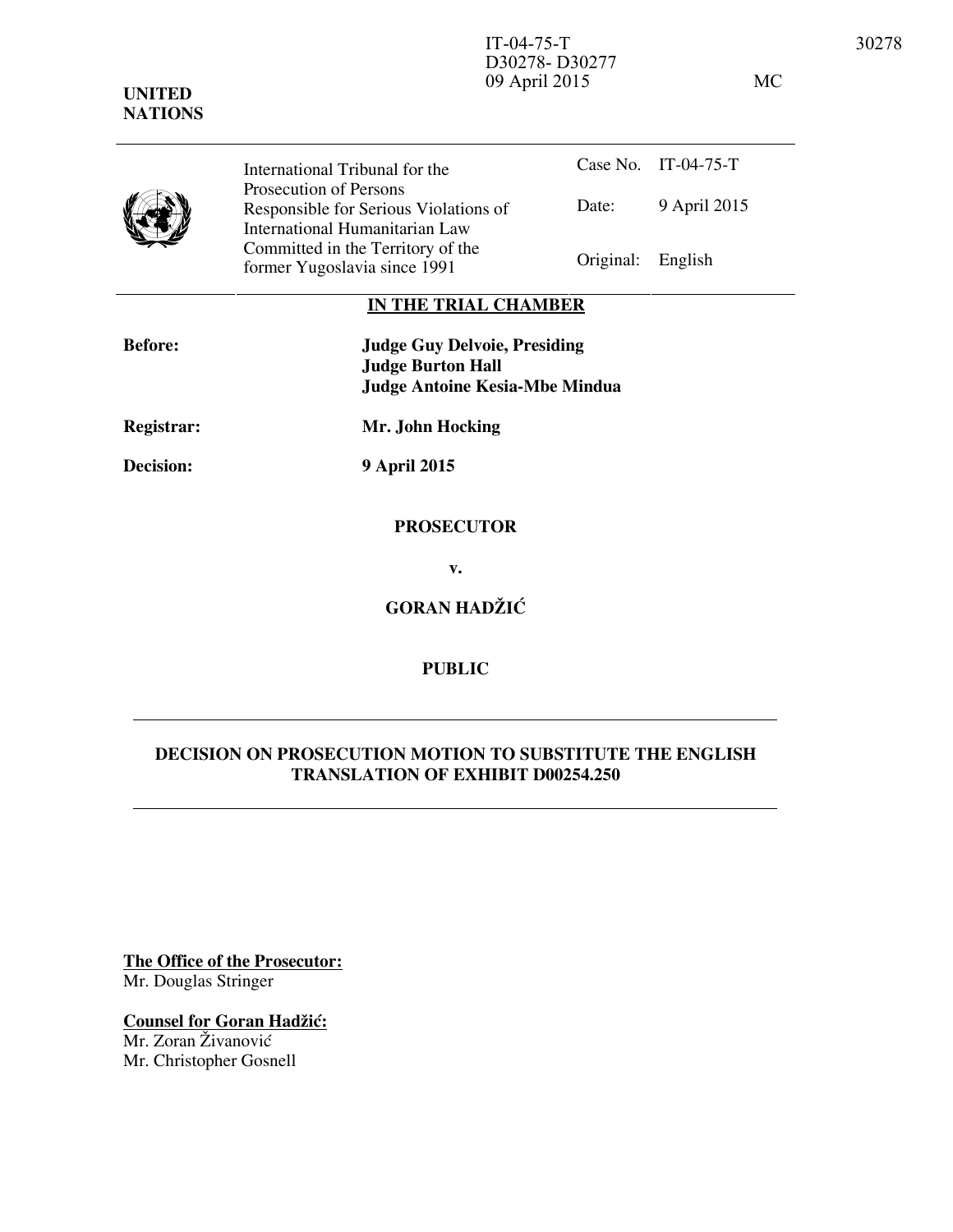IT-04-75-T
D30278- D30277
09 April 2015

MC

**UNITED NATIONS**

| | | | |
|---|---|---|---|
| International Tribunal for the Prosecution of Persons Responsible for Serious Violations of International Humanitarian Law Committed in the Territory of the former Yugoslavia since 1991 | Case No. | IT-04-75-T |
| | Date: | 9 April 2015 |
| | Original: | English |

**IN THE TRIAL CHAMBER**

**Before:** **Judge Guy Delvoie, Presiding**
**Judge Burton Hall**
**Judge Antoine Kesia-Mbe Mindua**

**Registrar:** **Mr. John Hocking**

**Decision:** **9 April 2015**

**PROSECUTOR**

**v.**

**GORAN HADŽIĆ**

**PUBLIC**

---

**DECISION ON PROSECUTION MOTION TO SUBSTITUTE THE ENGLISH TRANSLATION OF EXHIBIT D00254.250**

---

**The Office of the Prosecutor:**
Mr. Douglas Stringer

**Counsel for Goran Hadžić:**
Mr. Zoran Živanović
Mr. Christopher Gosnell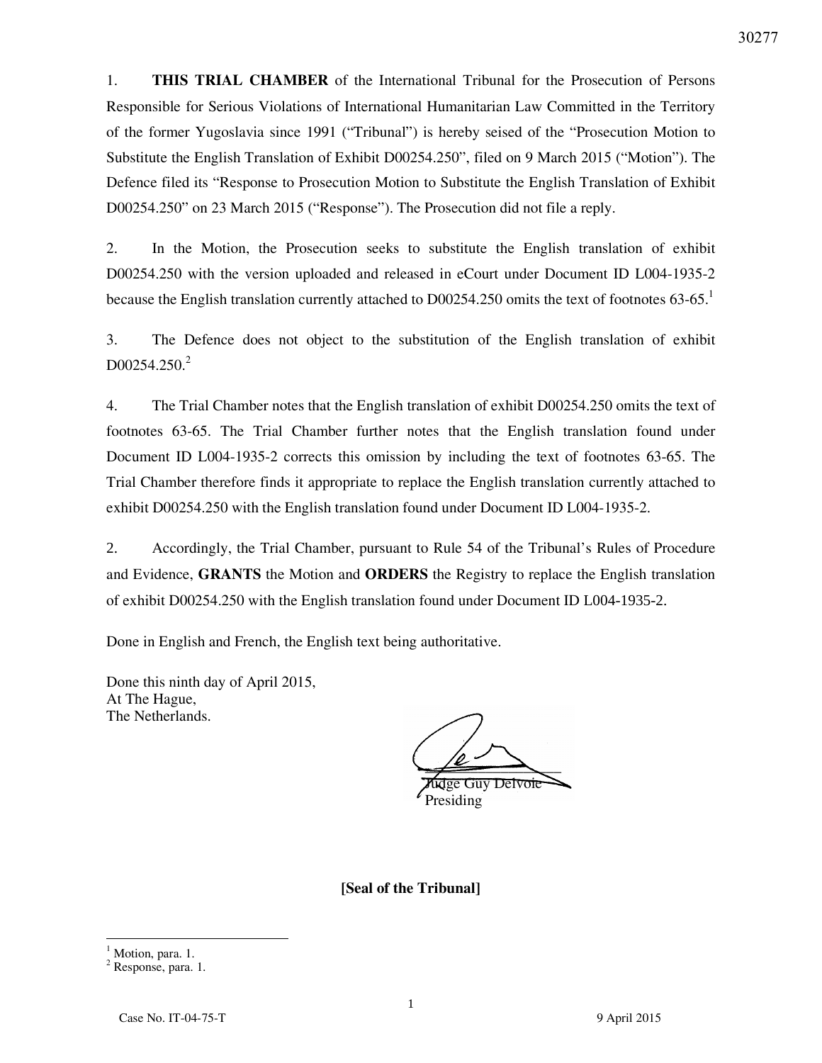1. **THIS TRIAL CHAMBER** of the International Tribunal for the Prosecution of Persons Responsible for Serious Violations of International Humanitarian Law Committed in the Territory of the former Yugoslavia since 1991 ("Tribunal") is hereby seised of the "Prosecution Motion to Substitute the English Translation of Exhibit D00254.250", filed on 9 March 2015 ("Motion"). The Defence filed its "Response to Prosecution Motion to Substitute the English Translation of Exhibit D00254.250" on 23 March 2015 ("Response"). The Prosecution did not file a reply.

2. In the Motion, the Prosecution seeks to substitute the English translation of exhibit D00254.250 with the version uploaded and released in eCourt under Document ID L004-1935-2 because the English translation currently attached to D00254.250 omits the text of footnotes 63-65.[1]

3. The Defence does not object to the substitution of the English translation of exhibit D00254.250.[2]

4. The Trial Chamber notes that the English translation of exhibit D00254.250 omits the text of footnotes 63-65. The Trial Chamber further notes that the English translation found under Document ID L004-1935-2 corrects this omission by including the text of footnotes 63-65. The Trial Chamber therefore finds it appropriate to replace the English translation currently attached to exhibit D00254.250 with the English translation found under Document ID L004-1935-2.

2. Accordingly, the Trial Chamber, pursuant to Rule 54 of the Tribunal's Rules of Procedure and Evidence, **GRANTS** the Motion and **ORDERS** the Registry to replace the English translation of exhibit D00254.250 with the English translation found under Document ID L004-1935-2.

Done in English and French, the English text being authoritative.

Done this ninth day of April 2015,
At The Hague,
The Netherlands.

Judge Guy Delvoie
Presiding

**[Seal of the Tribunal]**

---

[1] Motion, para. 1.
[2] Response, para. 1.

Case No. IT-04-75-T 9 April 2015